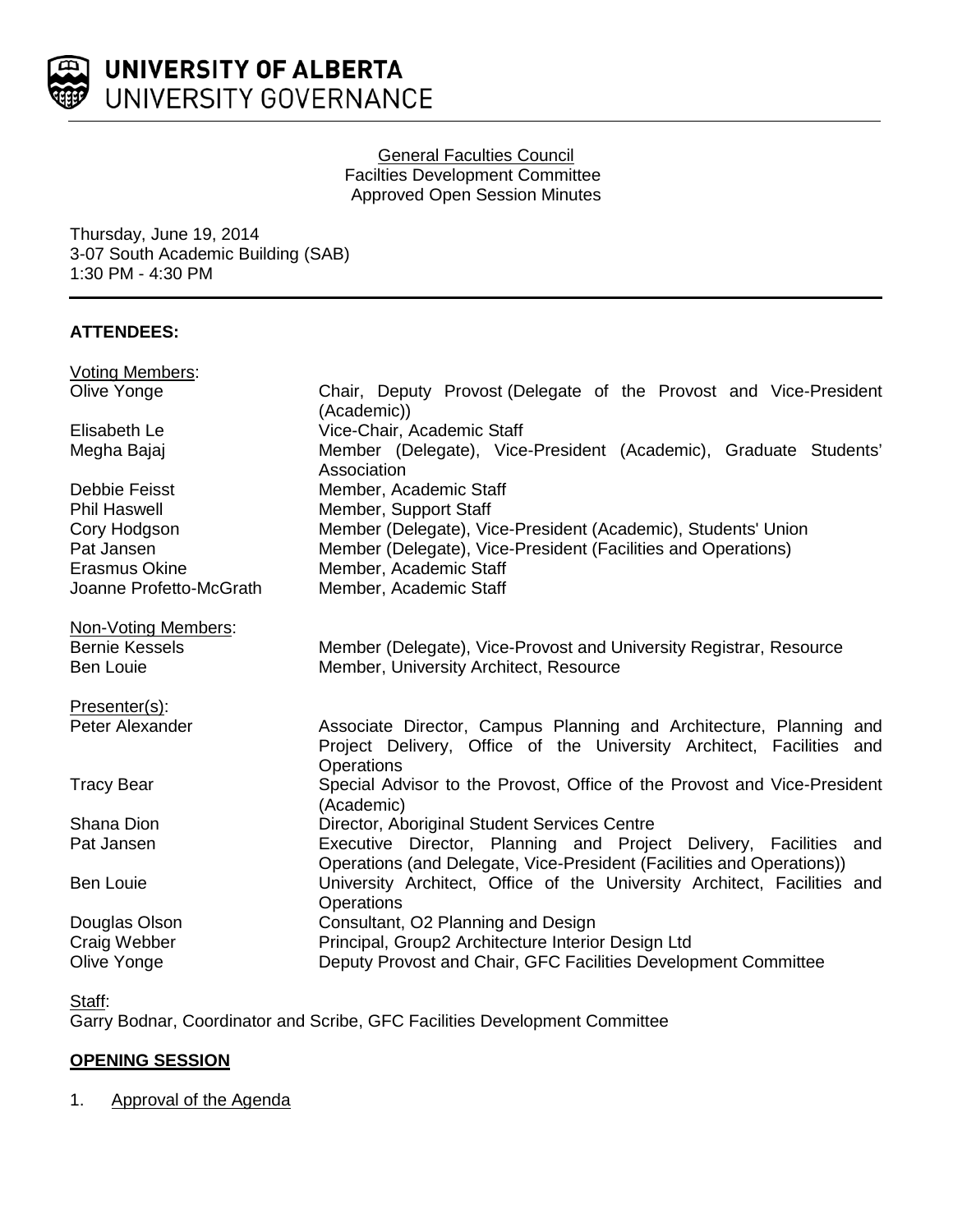**UNIVERSITY OF ALBERTA**
UNIVERSITY GOVERNANCE

General Faculties Council
Facilties Development Committee
Approved Open Session Minutes

Thursday, June 19, 2014
3-07 South Academic Building (SAB)
1:30 PM - 4:30 PM

**ATTENDEES:**

Voting Members:

| | |
|---|---|
| Olive Yonge | Chair, Deputy Provost (Delegate of the Provost and Vice-President (Academic)) |
| Elisabeth Le | Vice-Chair, Academic Staff |
| Megha Bajaj | Member (Delegate), Vice-President (Academic), Graduate Students' Association |
| Debbie Feisst | Member, Academic Staff |
| Phil Haswell | Member, Support Staff |
| Cory Hodgson | Member (Delegate), Vice-President (Academic), Students' Union |
| Pat Jansen | Member (Delegate), Vice-President (Facilities and Operations) |
| Erasmus Okine | Member, Academic Staff |
| Joanne Profetto-McGrath | Member, Academic Staff |

Non-Voting Members:

| | |
|---|---|
| Bernie Kessels | Member (Delegate), Vice-Provost and University Registrar, Resource |
| Ben Louie | Member, University Architect, Resource |

Presenter(s):

| | |
|---|---|
| Peter Alexander | Associate Director, Campus Planning and Architecture, Planning and Project Delivery, Office of the University Architect, Facilities and Operations |
| Tracy Bear | Special Advisor to the Provost, Office of the Provost and Vice-President (Academic) |
| Shana Dion | Director, Aboriginal Student Services Centre |
| Pat Jansen | Executive Director, Planning and Project Delivery, Facilities and Operations (and Delegate, Vice-President (Facilities and Operations)) |
| Ben Louie | University Architect, Office of the University Architect, Facilities and Operations |
| Douglas Olson | Consultant, O2 Planning and Design |
| Craig Webber | Principal, Group2 Architecture Interior Design Ltd |
| Olive Yonge | Deputy Provost and Chair, GFC Facilities Development Committee |

Staff:
Garry Bodnar, Coordinator and Scribe, GFC Facilities Development Committee

## OPENING SESSION

1. Approval of the Agenda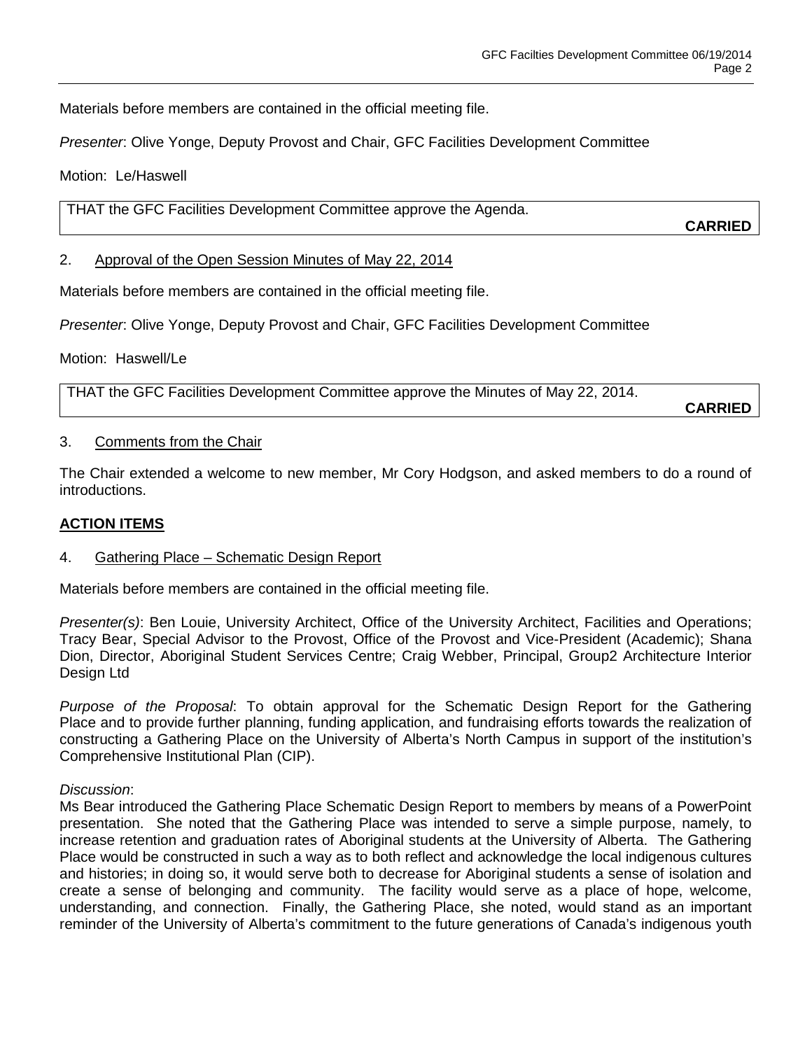Materials before members are contained in the official meeting file.

*Presenter*: Olive Yonge, Deputy Provost and Chair, GFC Facilities Development Committee

Motion: Le/Haswell

| THAT the GFC Facilities Development Committee approve the Agenda. **CARRIED** |
|---|

2. Approval of the Open Session Minutes of May 22, 2014

Materials before members are contained in the official meeting file.

*Presenter*: Olive Yonge, Deputy Provost and Chair, GFC Facilities Development Committee

Motion: Haswell/Le

| THAT the GFC Facilities Development Committee approve the Minutes of May 22, 2014. **CARRIED** |
|---|

3. Comments from the Chair

The Chair extended a welcome to new member, Mr Cory Hodgson, and asked members to do a round of introductions.

**ACTION ITEMS**

4. Gathering Place – Schematic Design Report

Materials before members are contained in the official meeting file.

*Presenter(s)*: Ben Louie, University Architect, Office of the University Architect, Facilities and Operations; Tracy Bear, Special Advisor to the Provost, Office of the Provost and Vice-President (Academic); Shana Dion, Director, Aboriginal Student Services Centre; Craig Webber, Principal, Group2 Architecture Interior Design Ltd

*Purpose of the Proposal*: To obtain approval for the Schematic Design Report for the Gathering Place and to provide further planning, funding application, and fundraising efforts towards the realization of constructing a Gathering Place on the University of Alberta's North Campus in support of the institution's Comprehensive Institutional Plan (CIP).

*Discussion*:
Ms Bear introduced the Gathering Place Schematic Design Report to members by means of a PowerPoint presentation. She noted that the Gathering Place was intended to serve a simple purpose, namely, to increase retention and graduation rates of Aboriginal students at the University of Alberta. The Gathering Place would be constructed in such a way as to both reflect and acknowledge the local indigenous cultures and histories; in doing so, it would serve both to decrease for Aboriginal students a sense of isolation and create a sense of belonging and community. The facility would serve as a place of hope, welcome, understanding, and connection. Finally, the Gathering Place, she noted, would stand as an important reminder of the University of Alberta's commitment to the future generations of Canada's indigenous youth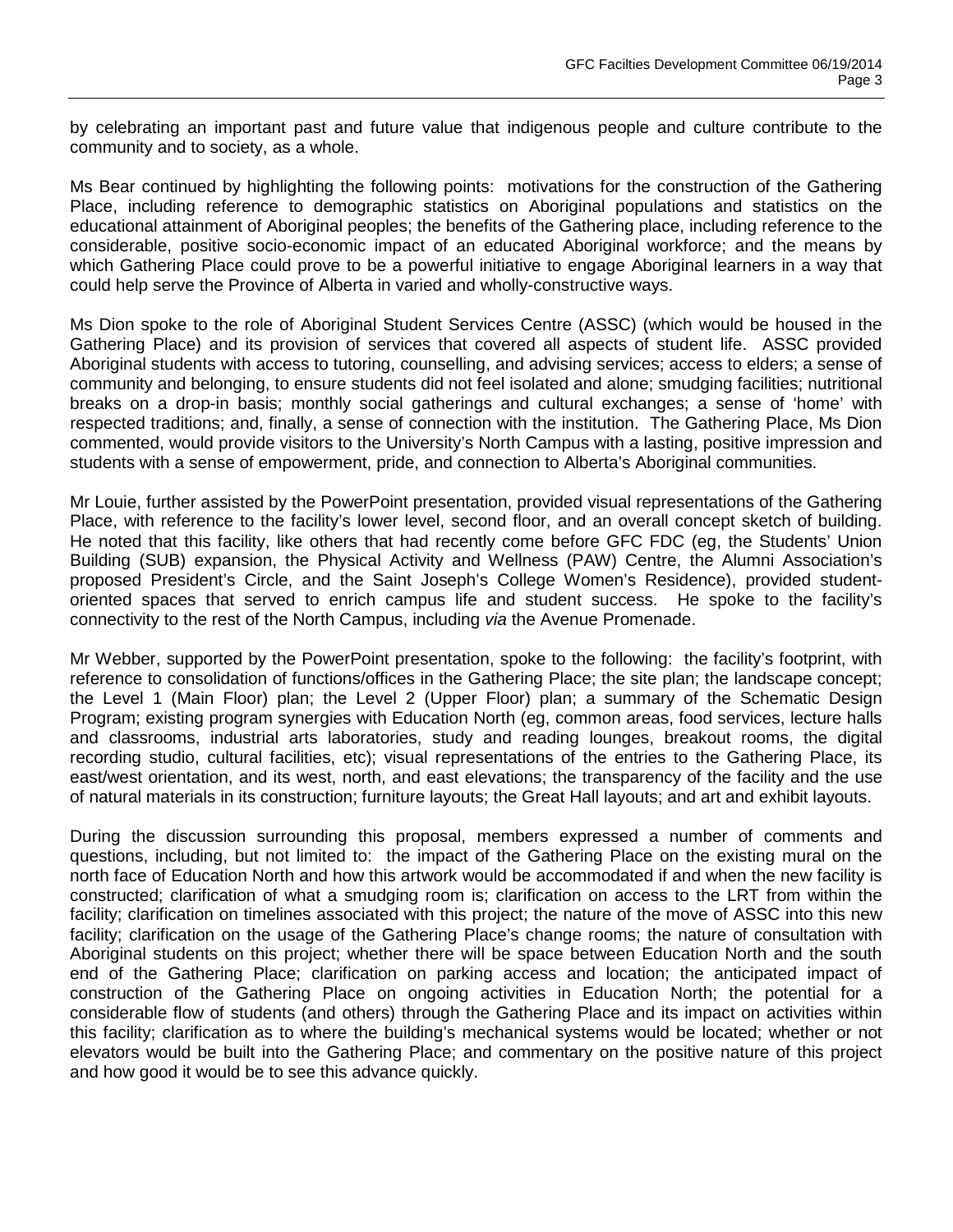by celebrating an important past and future value that indigenous people and culture contribute to the community and to society, as a whole.

Ms Bear continued by highlighting the following points: motivations for the construction of the Gathering Place, including reference to demographic statistics on Aboriginal populations and statistics on the educational attainment of Aboriginal peoples; the benefits of the Gathering place, including reference to the considerable, positive socio-economic impact of an educated Aboriginal workforce; and the means by which Gathering Place could prove to be a powerful initiative to engage Aboriginal learners in a way that could help serve the Province of Alberta in varied and wholly-constructive ways.

Ms Dion spoke to the role of Aboriginal Student Services Centre (ASSC) (which would be housed in the Gathering Place) and its provision of services that covered all aspects of student life. ASSC provided Aboriginal students with access to tutoring, counselling, and advising services; access to elders; a sense of community and belonging, to ensure students did not feel isolated and alone; smudging facilities; nutritional breaks on a drop-in basis; monthly social gatherings and cultural exchanges; a sense of 'home' with respected traditions; and, finally, a sense of connection with the institution. The Gathering Place, Ms Dion commented, would provide visitors to the University's North Campus with a lasting, positive impression and students with a sense of empowerment, pride, and connection to Alberta's Aboriginal communities.

Mr Louie, further assisted by the PowerPoint presentation, provided visual representations of the Gathering Place, with reference to the facility's lower level, second floor, and an overall concept sketch of building. He noted that this facility, like others that had recently come before GFC FDC (eg, the Students' Union Building (SUB) expansion, the Physical Activity and Wellness (PAW) Centre, the Alumni Association's proposed President's Circle, and the Saint Joseph's College Women's Residence), provided student-oriented spaces that served to enrich campus life and student success. He spoke to the facility's connectivity to the rest of the North Campus, including *via* the Avenue Promenade.

Mr Webber, supported by the PowerPoint presentation, spoke to the following: the facility's footprint, with reference to consolidation of functions/offices in the Gathering Place; the site plan; the landscape concept; the Level 1 (Main Floor) plan; the Level 2 (Upper Floor) plan; a summary of the Schematic Design Program; existing program synergies with Education North (eg, common areas, food services, lecture halls and classrooms, industrial arts laboratories, study and reading lounges, breakout rooms, the digital recording studio, cultural facilities, etc); visual representations of the entries to the Gathering Place, its east/west orientation, and its west, north, and east elevations; the transparency of the facility and the use of natural materials in its construction; furniture layouts; the Great Hall layouts; and art and exhibit layouts.

During the discussion surrounding this proposal, members expressed a number of comments and questions, including, but not limited to: the impact of the Gathering Place on the existing mural on the north face of Education North and how this artwork would be accommodated if and when the new facility is constructed; clarification of what a smudging room is; clarification on access to the LRT from within the facility; clarification on timelines associated with this project; the nature of the move of ASSC into this new facility; clarification on the usage of the Gathering Place's change rooms; the nature of consultation with Aboriginal students on this project; whether there will be space between Education North and the south end of the Gathering Place; clarification on parking access and location; the anticipated impact of construction of the Gathering Place on ongoing activities in Education North; the potential for a considerable flow of students (and others) through the Gathering Place and its impact on activities within this facility; clarification as to where the building's mechanical systems would be located; whether or not elevators would be built into the Gathering Place; and commentary on the positive nature of this project and how good it would be to see this advance quickly.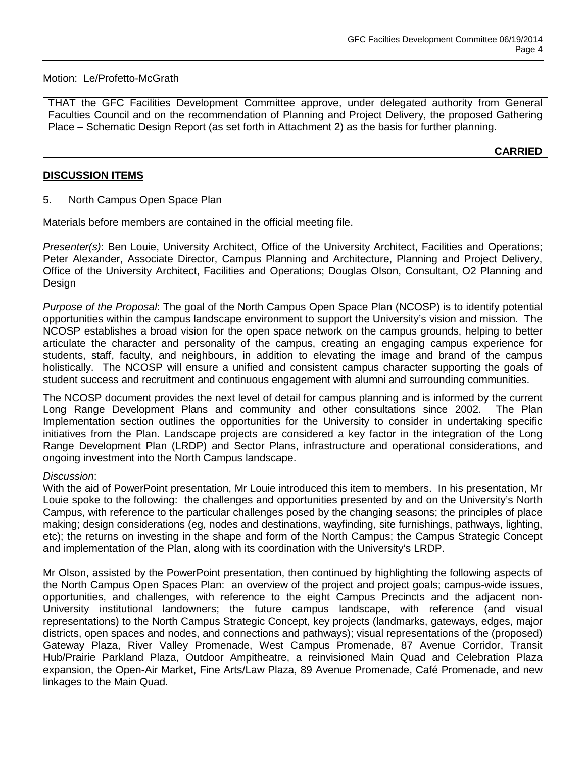Motion: Le/Profetto-McGrath

THAT the GFC Facilities Development Committee approve, under delegated authority from General Faculties Council and on the recommendation of Planning and Project Delivery, the proposed Gathering Place – Schematic Design Report (as set forth in Attachment 2) as the basis for further planning.

**CARRIED**

## DISCUSSION ITEMS

### 5. North Campus Open Space Plan

Materials before members are contained in the official meeting file.

*Presenter(s)*: Ben Louie, University Architect, Office of the University Architect, Facilities and Operations; Peter Alexander, Associate Director, Campus Planning and Architecture, Planning and Project Delivery, Office of the University Architect, Facilities and Operations; Douglas Olson, Consultant, O2 Planning and Design

*Purpose of the Proposal*: The goal of the North Campus Open Space Plan (NCOSP) is to identify potential opportunities within the campus landscape environment to support the University's vision and mission. The NCOSP establishes a broad vision for the open space network on the campus grounds, helping to better articulate the character and personality of the campus, creating an engaging campus experience for students, staff, faculty, and neighbours, in addition to elevating the image and brand of the campus holistically. The NCOSP will ensure a unified and consistent campus character supporting the goals of student success and recruitment and continuous engagement with alumni and surrounding communities.

The NCOSP document provides the next level of detail for campus planning and is informed by the current Long Range Development Plans and community and other consultations since 2002. The Plan Implementation section outlines the opportunities for the University to consider in undertaking specific initiatives from the Plan. Landscape projects are considered a key factor in the integration of the Long Range Development Plan (LRDP) and Sector Plans, infrastructure and operational considerations, and ongoing investment into the North Campus landscape.

*Discussion*:
With the aid of PowerPoint presentation, Mr Louie introduced this item to members. In his presentation, Mr Louie spoke to the following: the challenges and opportunities presented by and on the University's North Campus, with reference to the particular challenges posed by the changing seasons; the principles of place making; design considerations (eg, nodes and destinations, wayfinding, site furnishings, pathways, lighting, etc); the returns on investing in the shape and form of the North Campus; the Campus Strategic Concept and implementation of the Plan, along with its coordination with the University's LRDP.

Mr Olson, assisted by the PowerPoint presentation, then continued by highlighting the following aspects of the North Campus Open Spaces Plan: an overview of the project and project goals; campus-wide issues, opportunities, and challenges, with reference to the eight Campus Precincts and the adjacent non-University institutional landowners; the future campus landscape, with reference (and visual representations) to the North Campus Strategic Concept, key projects (landmarks, gateways, edges, major districts, open spaces and nodes, and connections and pathways); visual representations of the (proposed) Gateway Plaza, River Valley Promenade, West Campus Promenade, 87 Avenue Corridor, Transit Hub/Prairie Parkland Plaza, Outdoor Ampitheatre, a reinvisioned Main Quad and Celebration Plaza expansion, the Open-Air Market, Fine Arts/Law Plaza, 89 Avenue Promenade, Café Promenade, and new linkages to the Main Quad.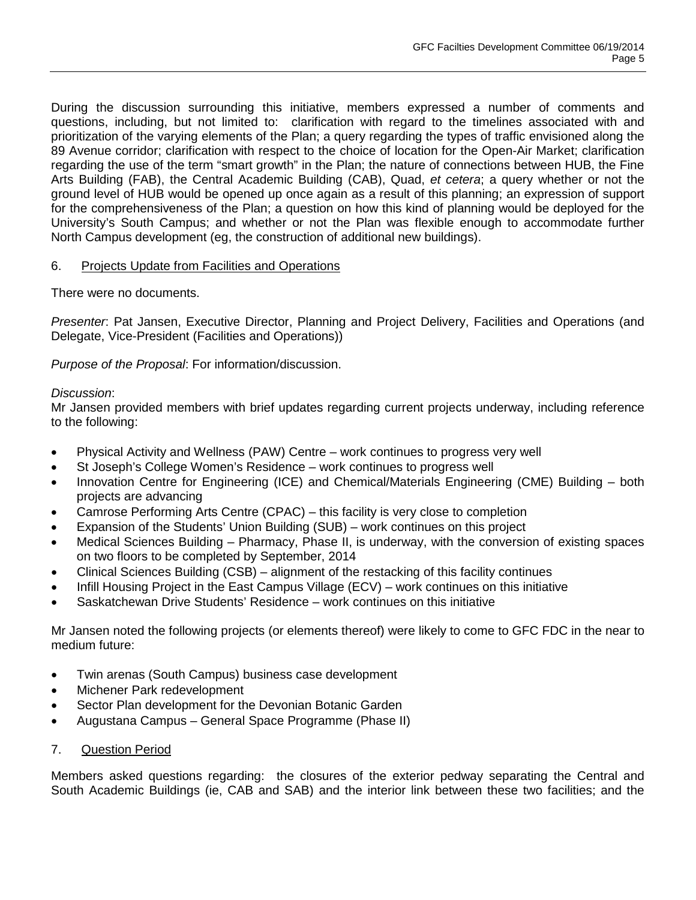During the discussion surrounding this initiative, members expressed a number of comments and questions, including, but not limited to: clarification with regard to the timelines associated with and prioritization of the varying elements of the Plan; a query regarding the types of traffic envisioned along the 89 Avenue corridor; clarification with respect to the choice of location for the Open-Air Market; clarification regarding the use of the term "smart growth" in the Plan; the nature of connections between HUB, the Fine Arts Building (FAB), the Central Academic Building (CAB), Quad, *et cetera*; a query whether or not the ground level of HUB would be opened up once again as a result of this planning; an expression of support for the comprehensiveness of the Plan; a question on how this kind of planning would be deployed for the University's South Campus; and whether or not the Plan was flexible enough to accommodate further North Campus development (eg, the construction of additional new buildings).

6. Projects Update from Facilities and Operations

There were no documents.

*Presenter*: Pat Jansen, Executive Director, Planning and Project Delivery, Facilities and Operations (and Delegate, Vice-President (Facilities and Operations))

*Purpose of the Proposal*: For information/discussion.

*Discussion*:
Mr Jansen provided members with brief updates regarding current projects underway, including reference to the following:

- Physical Activity and Wellness (PAW) Centre – work continues to progress very well
- St Joseph's College Women's Residence – work continues to progress well
- Innovation Centre for Engineering (ICE) and Chemical/Materials Engineering (CME) Building – both projects are advancing
- Camrose Performing Arts Centre (CPAC) – this facility is very close to completion
- Expansion of the Students' Union Building (SUB) – work continues on this project
- Medical Sciences Building – Pharmacy, Phase II, is underway, with the conversion of existing spaces on two floors to be completed by September, 2014
- Clinical Sciences Building (CSB) – alignment of the restacking of this facility continues
- Infill Housing Project in the East Campus Village (ECV) – work continues on this initiative
- Saskatchewan Drive Students' Residence – work continues on this initiative

Mr Jansen noted the following projects (or elements thereof) were likely to come to GFC FDC in the near to medium future:

- Twin arenas (South Campus) business case development
- Michener Park redevelopment
- Sector Plan development for the Devonian Botanic Garden
- Augustana Campus – General Space Programme (Phase II)

7. Question Period

Members asked questions regarding: the closures of the exterior pedway separating the Central and South Academic Buildings (ie, CAB and SAB) and the interior link between these two facilities; and the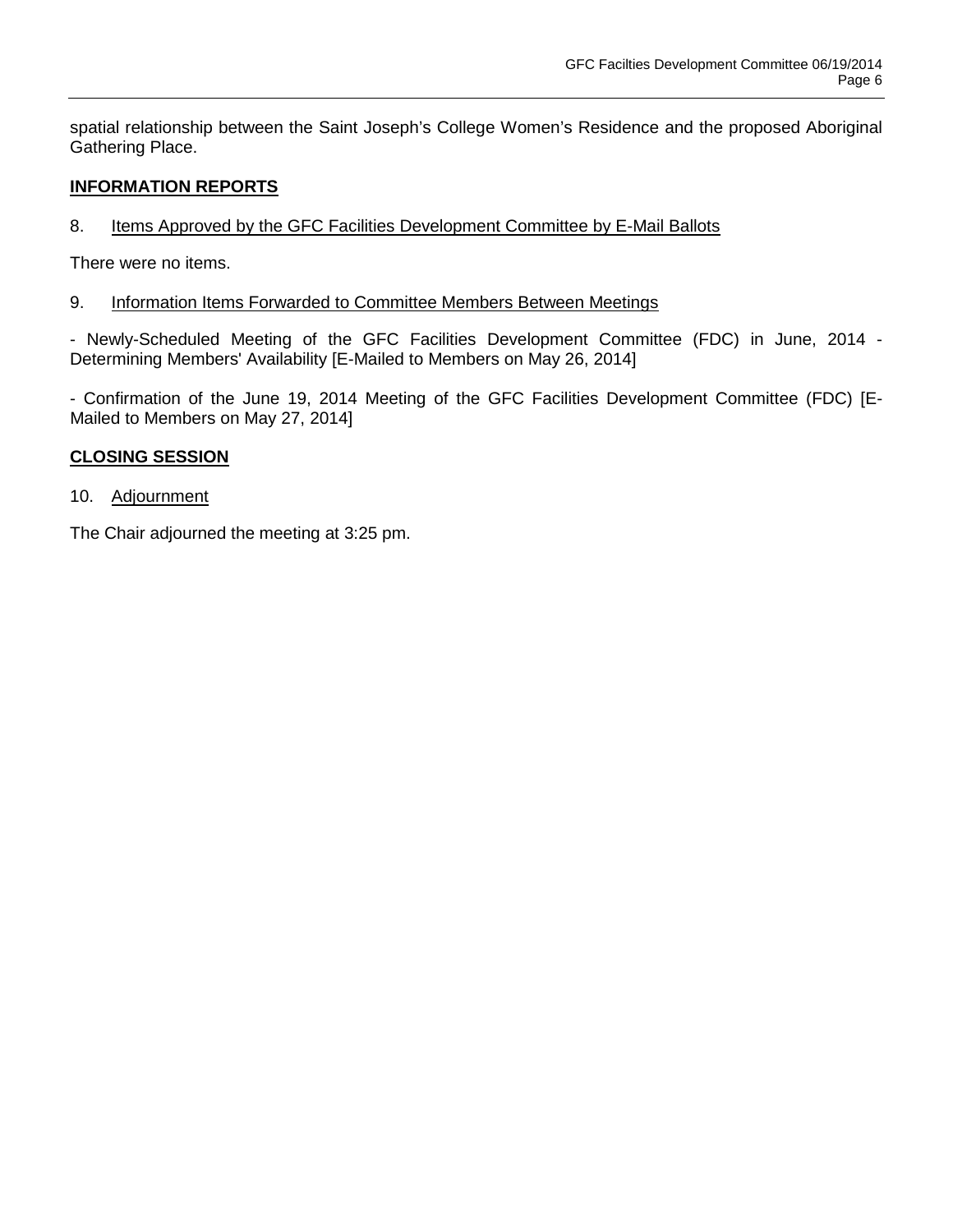spatial relationship between the Saint Joseph's College Women's Residence and the proposed Aboriginal Gathering Place.

## INFORMATION REPORTS

8. Items Approved by the GFC Facilities Development Committee by E-Mail Ballots

There were no items.

9. Information Items Forwarded to Committee Members Between Meetings

- Newly-Scheduled Meeting of the GFC Facilities Development Committee (FDC) in June, 2014 - Determining Members' Availability [E-Mailed to Members on May 26, 2014]

- Confirmation of the June 19, 2014 Meeting of the GFC Facilities Development Committee (FDC) [E-Mailed to Members on May 27, 2014]

## CLOSING SESSION

10. Adjournment

The Chair adjourned the meeting at 3:25 pm.